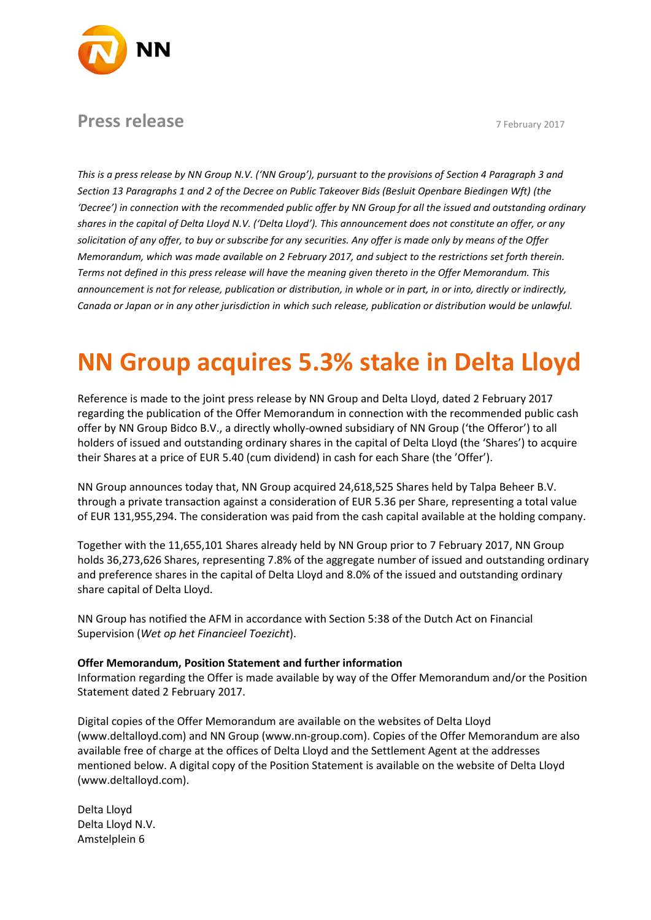NN

**Press release**

7 February 2017

*This is a press release by NN Group N.V. ('NN Group'), pursuant to the provisions of Section 4 Paragraph 3 and Section 13 Paragraphs 1 and 2 of the Decree on Public Takeover Bids (Besluit Openbare Biedingen Wft) (the 'Decree') in connection with the recommended public offer by NN Group for all the issued and outstanding ordinary shares in the capital of Delta Lloyd N.V. ('Delta Lloyd'). This announcement does not constitute an offer, or any solicitation of any offer, to buy or subscribe for any securities. Any offer is made only by means of the Offer Memorandum, which was made available on 2 February 2017, and subject to the restrictions set forth therein. Terms not defined in this press release will have the meaning given thereto in the Offer Memorandum. This announcement is not for release, publication or distribution, in whole or in part, in or into, directly or indirectly, Canada or Japan or in any other jurisdiction in which such release, publication or distribution would be unlawful.*

# NN Group acquires 5.3% stake in Delta Lloyd

Reference is made to the joint press release by NN Group and Delta Lloyd, dated 2 February 2017 regarding the publication of the Offer Memorandum in connection with the recommended public cash offer by NN Group Bidco B.V., a directly wholly-owned subsidiary of NN Group ('the Offeror') to all holders of issued and outstanding ordinary shares in the capital of Delta Lloyd (the 'Shares') to acquire their Shares at a price of EUR 5.40 (cum dividend) in cash for each Share (the 'Offer').

NN Group announces today that, NN Group acquired 24,618,525 Shares held by Talpa Beheer B.V. through a private transaction against a consideration of EUR 5.36 per Share, representing a total value of EUR 131,955,294. The consideration was paid from the cash capital available at the holding company.

Together with the 11,655,101 Shares already held by NN Group prior to 7 February 2017, NN Group holds 36,273,626 Shares, representing 7.8% of the aggregate number of issued and outstanding ordinary and preference shares in the capital of Delta Lloyd and 8.0% of the issued and outstanding ordinary share capital of Delta Lloyd.

NN Group has notified the AFM in accordance with Section 5:38 of the Dutch Act on Financial Supervision (*Wet op het Financieel Toezicht*).

**Offer Memorandum, Position Statement and further information**

Information regarding the Offer is made available by way of the Offer Memorandum and/or the Position Statement dated 2 February 2017.

Digital copies of the Offer Memorandum are available on the websites of Delta Lloyd (www.deltalloyd.com) and NN Group (www.nn-group.com). Copies of the Offer Memorandum are also available free of charge at the offices of Delta Lloyd and the Settlement Agent at the addresses mentioned below. A digital copy of the Position Statement is available on the website of Delta Lloyd (www.deltalloyd.com).

Delta Lloyd  
Delta Lloyd N.V.  
Amstelplein 6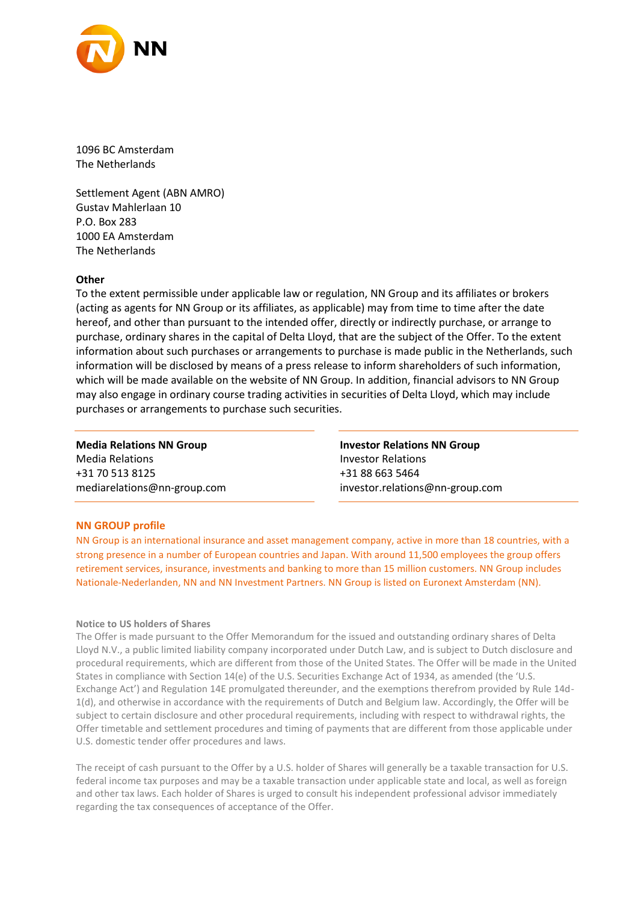1096 BC Amsterdam
The Netherlands

Settlement Agent (ABN AMRO)
Gustav Mahlerlaan 10
P.O. Box 283
1000 EA Amsterdam
The Netherlands

**Other**

To the extent permissible under applicable law or regulation, NN Group and its affiliates or brokers (acting as agents for NN Group or its affiliates, as applicable) may from time to time after the date hereof, and other than pursuant to the intended offer, directly or indirectly purchase, or arrange to purchase, ordinary shares in the capital of Delta Lloyd, that are the subject of the Offer. To the extent information about such purchases or arrangements to purchase is made public in the Netherlands, such information will be disclosed by means of a press release to inform shareholders of such information, which will be made available on the website of NN Group. In addition, financial advisors to NN Group may also engage in ordinary course trading activities in securities of Delta Lloyd, which may include purchases or arrangements to purchase such securities.

**Media Relations NN Group**
Media Relations
+31 70 513 8125
mediarelations@nn-group.com

**Investor Relations NN Group**
Investor Relations
+31 88 663 5464
investor.relations@nn-group.com

**NN GROUP profile**

NN Group is an international insurance and asset management company, active in more than 18 countries, with a strong presence in a number of European countries and Japan. With around 11,500 employees the group offers retirement services, insurance, investments and banking to more than 15 million customers. NN Group includes Nationale-Nederlanden, NN and NN Investment Partners. NN Group is listed on Euronext Amsterdam (NN).

**Notice to US holders of Shares**

The Offer is made pursuant to the Offer Memorandum for the issued and outstanding ordinary shares of Delta Lloyd N.V., a public limited liability company incorporated under Dutch Law, and is subject to Dutch disclosure and procedural requirements, which are different from those of the United States. The Offer will be made in the United States in compliance with Section 14(e) of the U.S. Securities Exchange Act of 1934, as amended (the 'U.S. Exchange Act') and Regulation 14E promulgated thereunder, and the exemptions therefrom provided by Rule 14d-1(d), and otherwise in accordance with the requirements of Dutch and Belgium law. Accordingly, the Offer will be subject to certain disclosure and other procedural requirements, including with respect to withdrawal rights, the Offer timetable and settlement procedures and timing of payments that are different from those applicable under U.S. domestic tender offer procedures and laws.

The receipt of cash pursuant to the Offer by a U.S. holder of Shares will generally be a taxable transaction for U.S. federal income tax purposes and may be a taxable transaction under applicable state and local, as well as foreign and other tax laws. Each holder of Shares is urged to consult his independent professional advisor immediately regarding the tax consequences of acceptance of the Offer.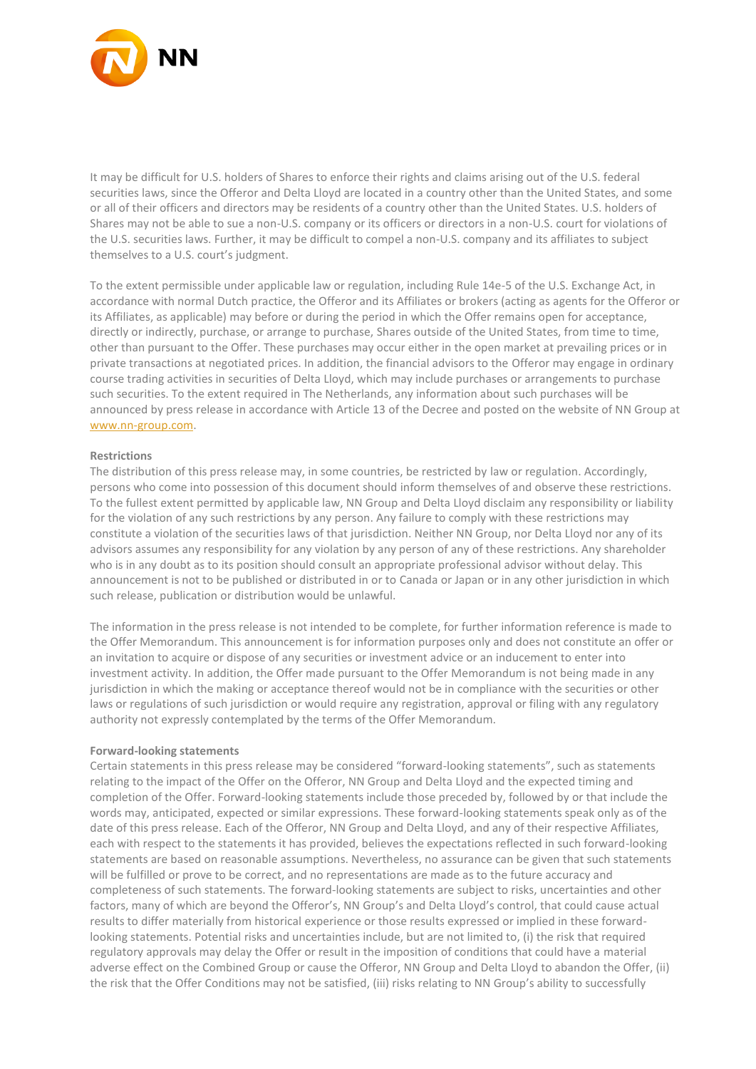It may be difficult for U.S. holders of Shares to enforce their rights and claims arising out of the U.S. federal securities laws, since the Offeror and Delta Lloyd are located in a country other than the United States, and some or all of their officers and directors may be residents of a country other than the United States. U.S. holders of Shares may not be able to sue a non-U.S. company or its officers or directors in a non-U.S. court for violations of the U.S. securities laws. Further, it may be difficult to compel a non-U.S. company and its affiliates to subject themselves to a U.S. court's judgment.

To the extent permissible under applicable law or regulation, including Rule 14e-5 of the U.S. Exchange Act, in accordance with normal Dutch practice, the Offeror and its Affiliates or brokers (acting as agents for the Offeror or its Affiliates, as applicable) may before or during the period in which the Offer remains open for acceptance, directly or indirectly, purchase, or arrange to purchase, Shares outside of the United States, from time to time, other than pursuant to the Offer. These purchases may occur either in the open market at prevailing prices or in private transactions at negotiated prices. In addition, the financial advisors to the Offeror may engage in ordinary course trading activities in securities of Delta Lloyd, which may include purchases or arrangements to purchase such securities. To the extent required in The Netherlands, any information about such purchases will be announced by press release in accordance with Article 13 of the Decree and posted on the website of NN Group at www.nn-group.com.

**Restrictions**

The distribution of this press release may, in some countries, be restricted by law or regulation. Accordingly, persons who come into possession of this document should inform themselves of and observe these restrictions. To the fullest extent permitted by applicable law, NN Group and Delta Lloyd disclaim any responsibility or liability for the violation of any such restrictions by any person. Any failure to comply with these restrictions may constitute a violation of the securities laws of that jurisdiction. Neither NN Group, nor Delta Lloyd nor any of its advisors assumes any responsibility for any violation by any person of any of these restrictions. Any shareholder who is in any doubt as to its position should consult an appropriate professional advisor without delay. This announcement is not to be published or distributed in or to Canada or Japan or in any other jurisdiction in which such release, publication or distribution would be unlawful.

The information in the press release is not intended to be complete, for further information reference is made to the Offer Memorandum. This announcement is for information purposes only and does not constitute an offer or an invitation to acquire or dispose of any securities or investment advice or an inducement to enter into investment activity. In addition, the Offer made pursuant to the Offer Memorandum is not being made in any jurisdiction in which the making or acceptance thereof would not be in compliance with the securities or other laws or regulations of such jurisdiction or would require any registration, approval or filing with any regulatory authority not expressly contemplated by the terms of the Offer Memorandum.

**Forward-looking statements**

Certain statements in this press release may be considered "forward-looking statements", such as statements relating to the impact of the Offer on the Offeror, NN Group and Delta Lloyd and the expected timing and completion of the Offer. Forward-looking statements include those preceded by, followed by or that include the words may, anticipated, expected or similar expressions. These forward-looking statements speak only as of the date of this press release. Each of the Offeror, NN Group and Delta Lloyd, and any of their respective Affiliates, each with respect to the statements it has provided, believes the expectations reflected in such forward-looking statements are based on reasonable assumptions. Nevertheless, no assurance can be given that such statements will be fulfilled or prove to be correct, and no representations are made as to the future accuracy and completeness of such statements. The forward-looking statements are subject to risks, uncertainties and other factors, many of which are beyond the Offeror's, NN Group's and Delta Lloyd's control, that could cause actual results to differ materially from historical experience or those results expressed or implied in these forward-looking statements. Potential risks and uncertainties include, but are not limited to, (i) the risk that required regulatory approvals may delay the Offer or result in the imposition of conditions that could have a material adverse effect on the Combined Group or cause the Offeror, NN Group and Delta Lloyd to abandon the Offer, (ii) the risk that the Offer Conditions may not be satisfied, (iii) risks relating to NN Group's ability to successfully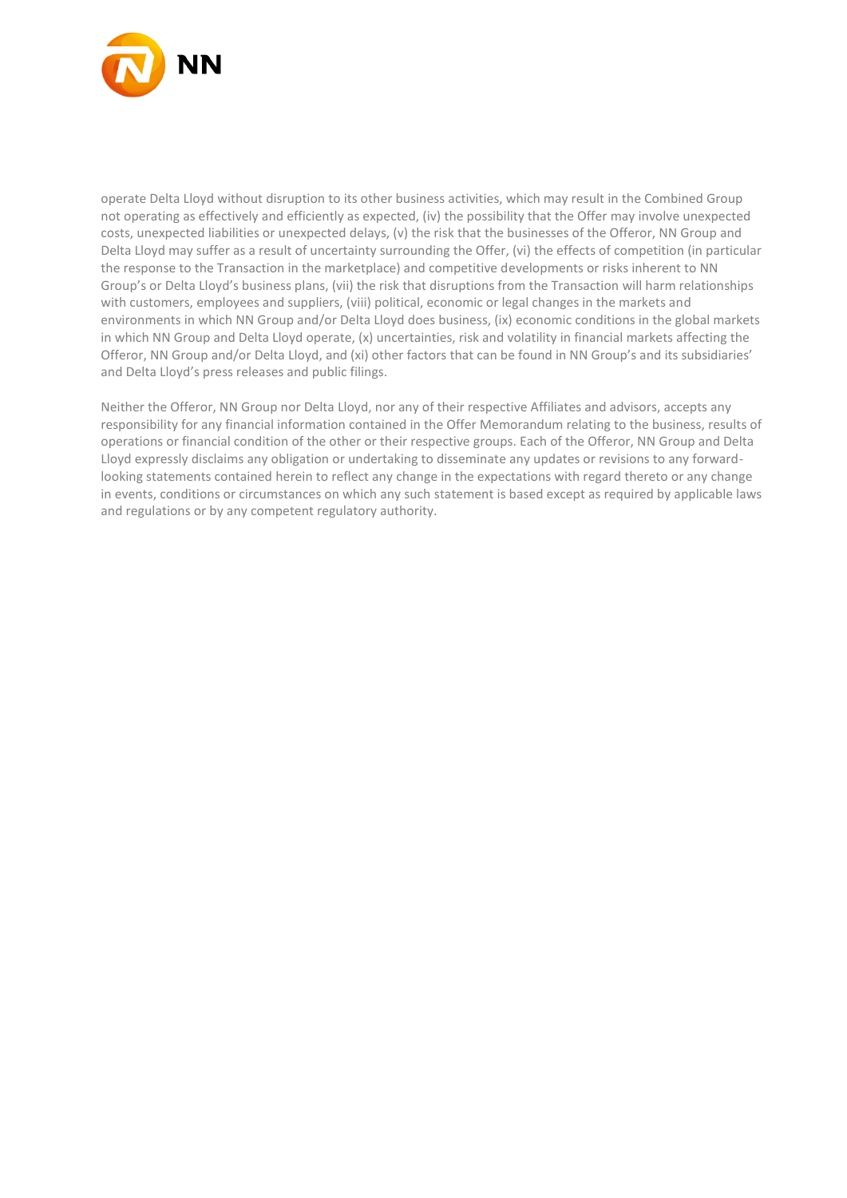operate Delta Lloyd without disruption to its other business activities, which may result in the Combined Group not operating as effectively and efficiently as expected, (iv) the possibility that the Offer may involve unexpected costs, unexpected liabilities or unexpected delays, (v) the risk that the businesses of the Offeror, NN Group and Delta Lloyd may suffer as a result of uncertainty surrounding the Offer, (vi) the effects of competition (in particular the response to the Transaction in the marketplace) and competitive developments or risks inherent to NN Group's or Delta Lloyd's business plans, (vii) the risk that disruptions from the Transaction will harm relationships with customers, employees and suppliers, (viii) political, economic or legal changes in the markets and environments in which NN Group and/or Delta Lloyd does business, (ix) economic conditions in the global markets in which NN Group and Delta Lloyd operate, (x) uncertainties, risk and volatility in financial markets affecting the Offeror, NN Group and/or Delta Lloyd, and (xi) other factors that can be found in NN Group's and its subsidiaries' and Delta Lloyd's press releases and public filings.

Neither the Offeror, NN Group nor Delta Lloyd, nor any of their respective Affiliates and advisors, accepts any responsibility for any financial information contained in the Offer Memorandum relating to the business, results of operations or financial condition of the other or their respective groups. Each of the Offeror, NN Group and Delta Lloyd expressly disclaims any obligation or undertaking to disseminate any updates or revisions to any forward-looking statements contained herein to reflect any change in the expectations with regard thereto or any change in events, conditions or circumstances on which any such statement is based except as required by applicable laws and regulations or by any competent regulatory authority.